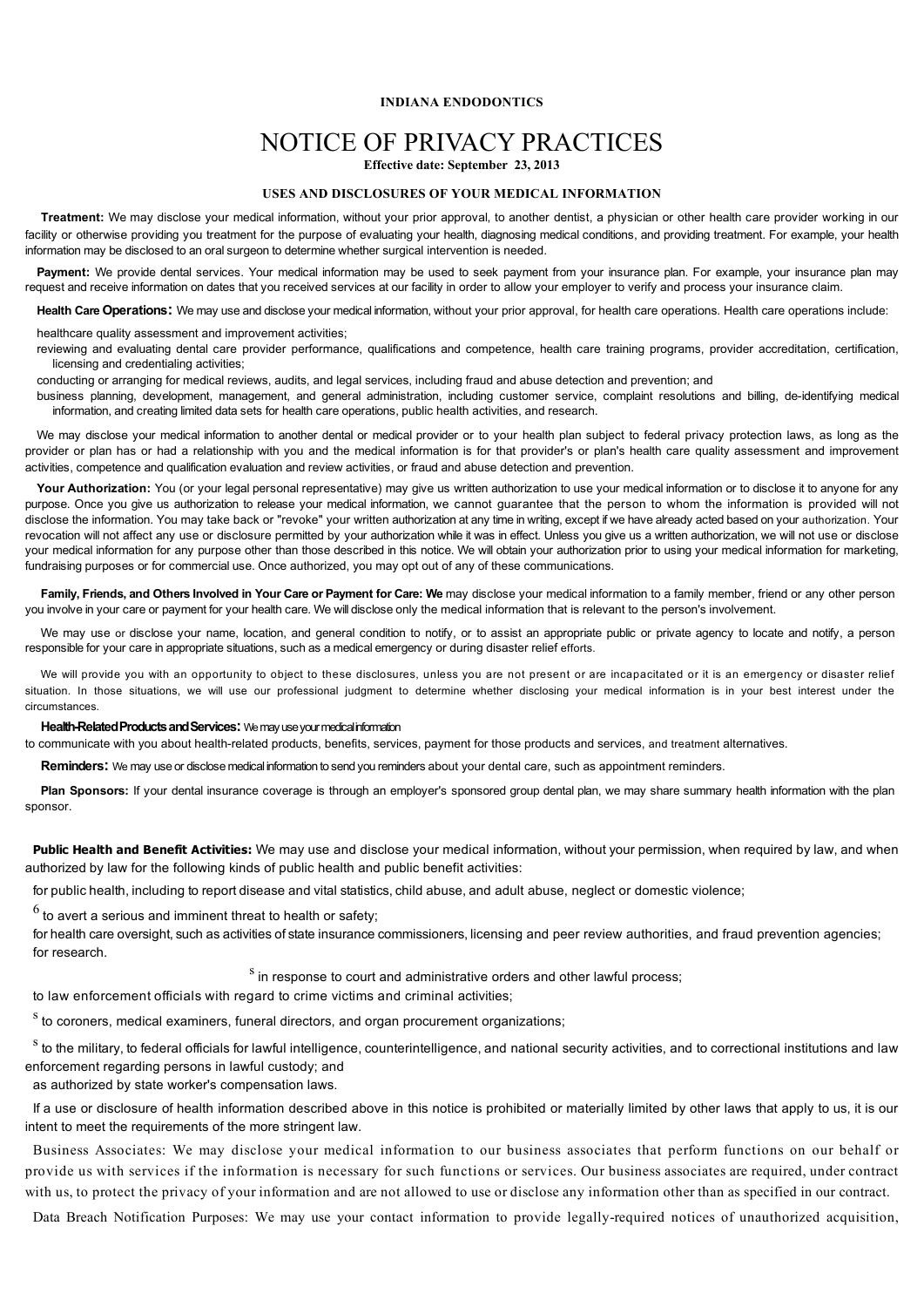**INDIANA ENDODONTICS**

# NOTICE OF PRIVACY PRACTICES

**Effective date: September 23, 2013**

## USES AND DISCLOSURES OF YOUR MEDICAL INFORMATION

**Treatment:** We may disclose your medical information, without your prior approval, to another dentist, a physician or other health care provider working in our facility or otherwise providing you treatment for the purpose of evaluating your health, diagnosing medical conditions, and providing treatment. For example, your health information may be disclosed to an oral surgeon to determine whether surgical intervention is needed.

**Payment:** We provide dental services. Your medical information may be used to seek payment from your insurance plan. For example, your insurance plan may request and receive information on dates that you received services at our facility in order to allow your employer to verify and process your insurance claim.

**Health Care Operations:** We may use and disclose your medical information, without your prior approval, for health care operations. Health care operations include:

- healthcare quality assessment and improvement activities;
- reviewing and evaluating dental care provider performance, qualifications and competence, health care training programs, provider accreditation, certification, licensing and credentialing activities;
- conducting or arranging for medical reviews, audits, and legal services, including fraud and abuse detection and prevention; and
- business planning, development, management, and general administration, including customer service, complaint resolutions and billing, de-identifying medical information, and creating limited data sets for health care operations, public health activities, and research.

We may disclose your medical information to another dental or medical provider or to your health plan subject to federal privacy protection laws, as long as the provider or plan has or had a relationship with you and the medical information is for that provider's or plan's health care quality assessment and improvement activities, competence and qualification evaluation and review activities, or fraud and abuse detection and prevention.

**Your Authorization:** You (or your legal personal representative) may give us written authorization to use your medical information or to disclose it to anyone for any purpose. Once you give us authorization to release your medical information, we cannot guarantee that the person to whom the information is provided will not disclose the information. You may take back or "revoke" your written authorization at any time in writing, except if we have already acted based on your authorization. Your revocation will not affect any use or disclosure permitted by your authorization while it was in effect. Unless you give us a written authorization, we will not use or disclose your medical information for any purpose other than those described in this notice. We will obtain your authorization prior to using your medical information for marketing, fundraising purposes or for commercial use. Once authorized, you may opt out of any of these communications.

**Family, Friends, and Others Involved in Your Care or Payment for Care: We** may disclose your medical information to a family member, friend or any other person you involve in your care or payment for your health care. We will disclose only the medical information that is relevant to the person's involvement.

We may use or disclose your name, location, and general condition to notify, or to assist an appropriate public or private agency to locate and notify, a person responsible for your care in appropriate situations, such as a medical emergency or during disaster relief efforts.

We will provide you with an opportunity to object to these disclosures, unless you are not present or are incapacitated or it is an emergency or disaster relief situation. In those situations, we will use our professional judgment to determine whether disclosing your medical information is in your best interest under the circumstances.

**Health-Related Products and Services:** We may use your medical information to communicate with you about health-related products, benefits, services, payment for those products and services, and treatment alternatives.

**Reminders:** We may use or disclose medical information to send you reminders about your dental care, such as appointment reminders.

**Plan Sponsors:** If your dental insurance coverage is through an employer's sponsored group dental plan, we may share summary health information with the plan sponsor.

**Public Health and Benefit Activities:** We may use and disclose your medical information, without your permission, when required by law, and when authorized by law for the following kinds of public health and public benefit activities:

- for public health, including to report disease and vital statistics, child abuse, and adult abuse, neglect or domestic violence;
- to avert a serious and imminent threat to health or safety;
- for health care oversight, such as activities of state insurance commissioners, licensing and peer review authorities, and fraud prevention agencies;
- for research.
- in response to court and administrative orders and other lawful process;
- to law enforcement officials with regard to crime victims and criminal activities;
- to coroners, medical examiners, funeral directors, and organ procurement organizations;
- to the military, to federal officials for lawful intelligence, counterintelligence, and national security activities, and to correctional institutions and law enforcement regarding persons in lawful custody; and
- as authorized by state worker's compensation laws.

If a use or disclosure of health information described above in this notice is prohibited or materially limited by other laws that apply to us, it is our intent to meet the requirements of the more stringent law.

Business Associates: We may disclose your medical information to our business associates that perform functions on our behalf or provide us with services if the information is necessary for such functions or services. Our business associates are required, under contract with us, to protect the privacy of your information and are not allowed to use or disclose any information other than as specified in our contract.

Data Breach Notification Purposes: We may use your contact information to provide legally-required notices of unauthorized acquisition,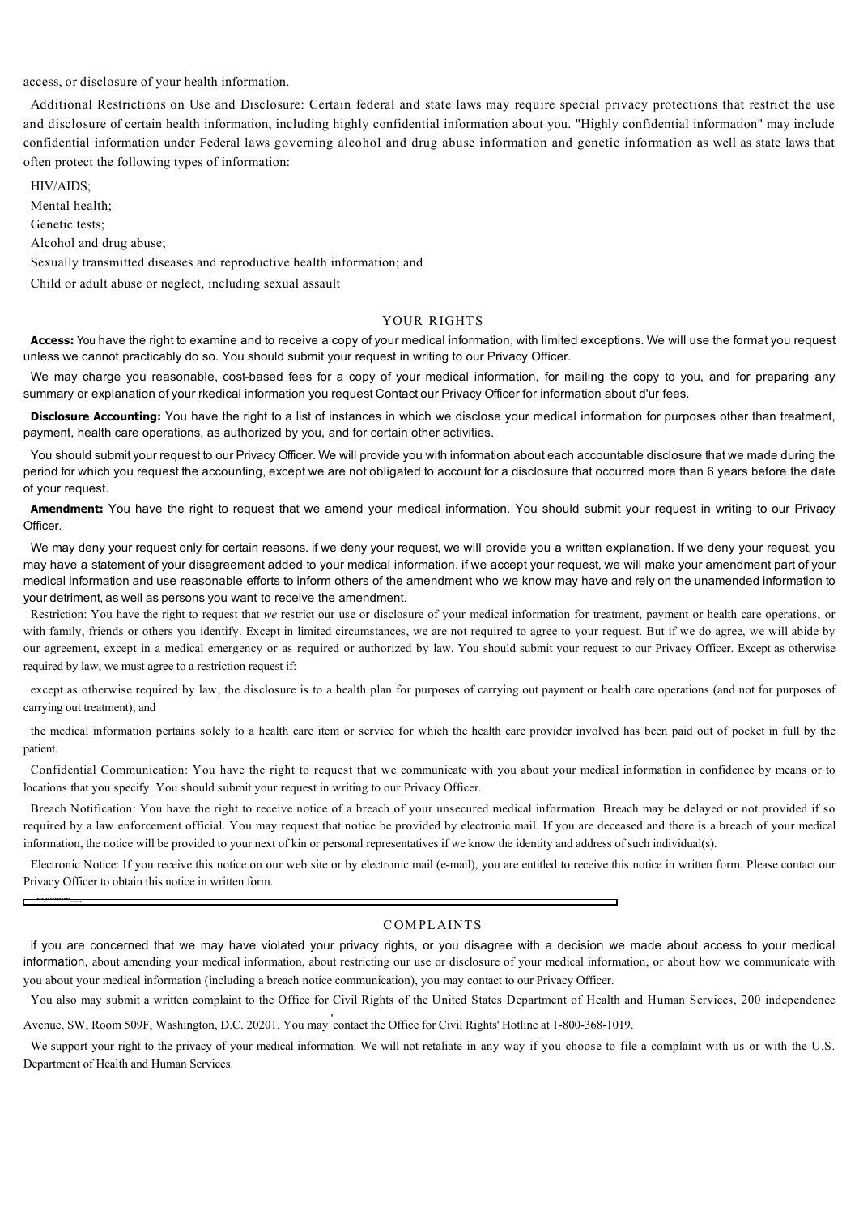access, or disclosure of your health information.

Additional Restrictions on Use and Disclosure: Certain federal and state laws may require special privacy protections that restrict the use and disclosure of certain health information, including highly confidential information about you. "Highly confidential information" may include confidential information under Federal laws governing alcohol and drug abuse information and genetic information as well as state laws that often protect the following types of information:

HIV/AIDS;

Mental health;

Genetic tests;

Alcohol and drug abuse;

Sexually transmitted diseases and reproductive health information; and

Child or adult abuse or neglect, including sexual assault

## YOUR RIGHTS

**Access:** You have the right to examine and to receive a copy of your medical information, with limited exceptions. We will use the format you request unless we cannot practicably do so. You should submit your request in writing to our Privacy Officer.

We may charge you reasonable, cost-based fees for a copy of your medical information, for mailing the copy to you, and for preparing any summary or explanation of your rkedical information you request Contact our Privacy Officer for information about d'ur fees.

**Disclosure Accounting:** You have the right to a list of instances in which we disclose your medical information for purposes other than treatment, payment, health care operations, as authorized by you, and for certain other activities.

You should submit your request to our Privacy Officer. We will provide you with information about each accountable disclosure that we made during the period for which you request the accounting, except we are not obligated to account for a disclosure that occurred more than 6 years before the date of your request.

**Amendment:** You have the right to request that we amend your medical information. You should submit your request in writing to our Privacy Officer.

We may deny your request only for certain reasons. if we deny your request, we will provide you a written explanation. If we deny your request, you may have a statement of your disagreement added to your medical information. if we accept your request, we will make your amendment part of your medical information and use reasonable efforts to inform others of the amendment who we know may have and rely on the unamended information to your detriment, as well as persons you want to receive the amendment.

Restriction: You have the right to request that *we* restrict our use or disclosure of your medical information for treatment, payment or health care operations, or with family, friends or others you identify. Except in limited circumstances, we are not required to agree to your request. But if we do agree, we will abide by our agreement, except in a medical emergency or as required or authorized by law. You should submit your request to our Privacy Officer. Except as otherwise required by law, we must agree to a restriction request if:

except as otherwise required by law, the disclosure is to a health plan for purposes of carrying out payment or health care operations (and not for purposes of carrying out treatment); and

the medical information pertains solely to a health care item or service for which the health care provider involved has been paid out of pocket in full by the patient.

Confidential Communication: You have the right to request that we communicate with you about your medical information in confidence by means or to locations that you specify. You should submit your request in writing to our Privacy Officer.

Breach Notification: You have the right to receive notice of a breach of your unsecured medical information. Breach may be delayed or not provided if so required by a law enforcement official. You may request that notice be provided by electronic mail. If you are deceased and there is a breach of your medical information, the notice will be provided to your next of kin or personal representatives if we know the identity and address of such individual(s).

Electronic Notice: If you receive this notice on our web site or by electronic mail (e-mail), you are entitled to receive this notice in written form. Please contact our Privacy Officer to obtain this notice in written form.

## COMPLAINTS

if you are concerned that we may have violated your privacy rights, or you disagree with a decision we made about access to your medical information, about amending your medical information, about restricting our use or disclosure of your medical information, or about how we communicate with you about your medical information (including a breach notice communication), you may contact to our Privacy Officer.

You also may submit a written complaint to the Office for Civil Rights of the United States Department of Health and Human Services, 200 independence Avenue, SW, Room 509F, Washington, D.C. 20201. You may contact the Office for Civil Rights' Hotline at 1-800-368-1019.

We support your right to the privacy of your medical information. We will not retaliate in any way if you choose to file a complaint with us or with the U.S. Department of Health and Human Services.